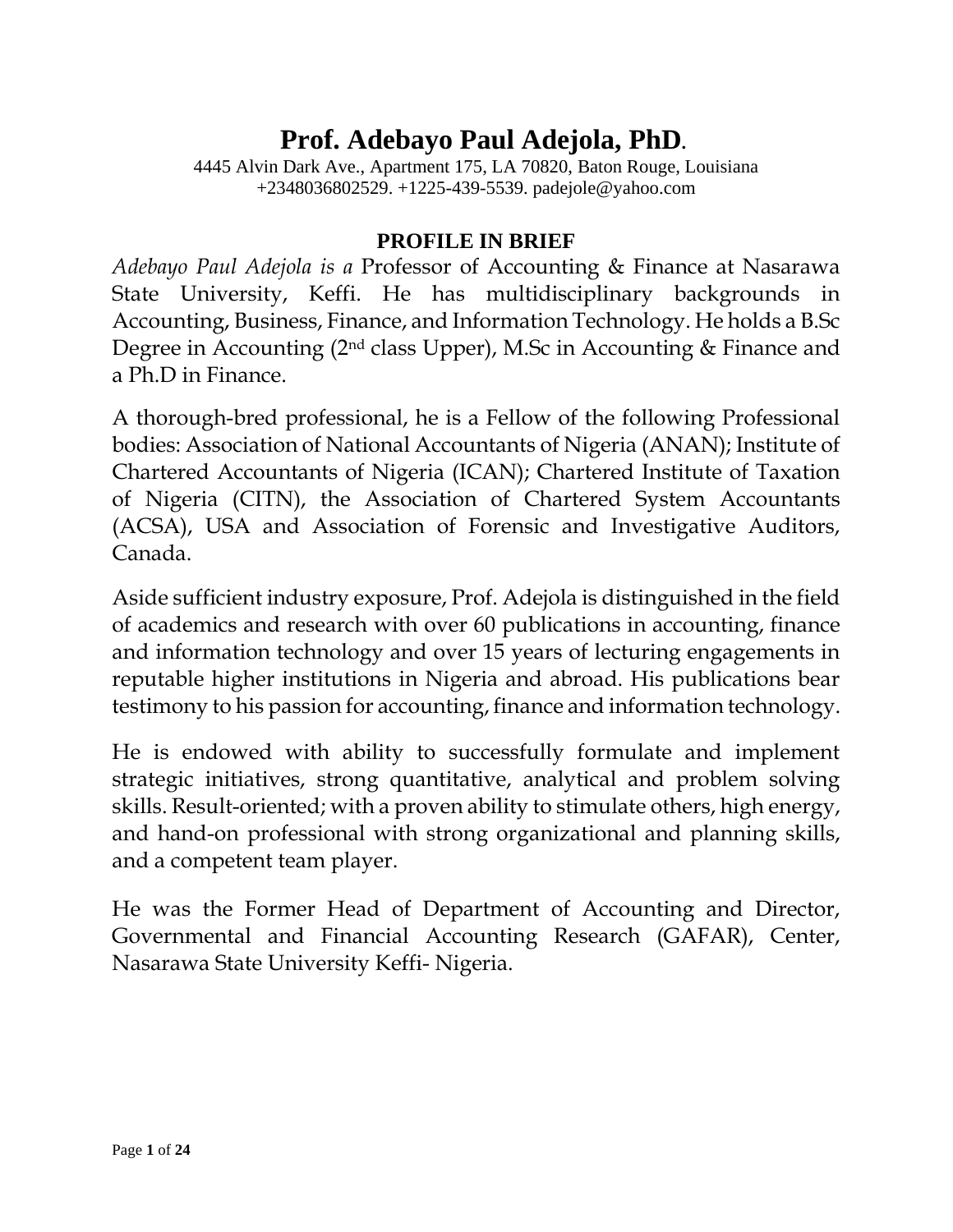# Prof. Adebayo Paul Adejola, PhD.

4445 Alvin Dark Ave., Apartment 175, LA 70820, Baton Rouge, Louisiana
+2348036802529. +1225-439-5539. padejole@yahoo.com

## PROFILE IN BRIEF

*Adebayo Paul Adejola is a* Professor of Accounting & Finance at Nasarawa State University, Keffi. He has multidisciplinary backgrounds in Accounting, Business, Finance, and Information Technology. He holds a B.Sc Degree in Accounting (2nd class Upper), M.Sc in Accounting & Finance and a Ph.D in Finance.

A thorough-bred professional, he is a Fellow of the following Professional bodies: Association of National Accountants of Nigeria (ANAN); Institute of Chartered Accountants of Nigeria (ICAN); Chartered Institute of Taxation of Nigeria (CITN), the Association of Chartered System Accountants (ACSA), USA and Association of Forensic and Investigative Auditors, Canada.

Aside sufficient industry exposure, Prof. Adejola is distinguished in the field of academics and research with over 60 publications in accounting, finance and information technology and over 15 years of lecturing engagements in reputable higher institutions in Nigeria and abroad. His publications bear testimony to his passion for accounting, finance and information technology.

He is endowed with ability to successfully formulate and implement strategic initiatives, strong quantitative, analytical and problem solving skills. Result-oriented; with a proven ability to stimulate others, high energy, and hand-on professional with strong organizational and planning skills, and a competent team player.

He was the Former Head of Department of Accounting and Director, Governmental and Financial Accounting Research (GAFAR), Center, Nasarawa State University Keffi- Nigeria.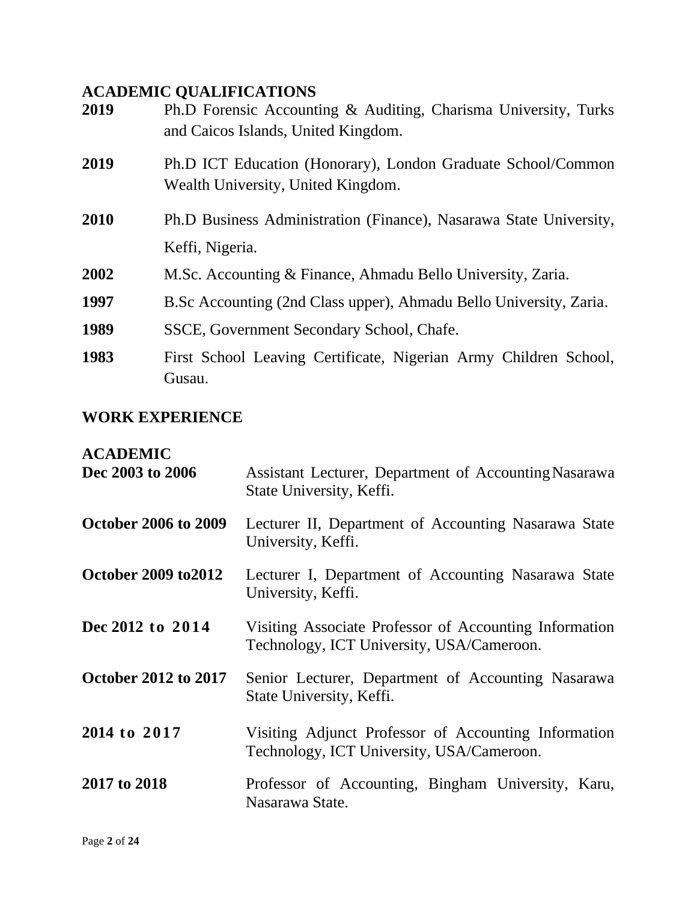## ACADEMIC QUALIFICATIONS

| | |
|---|---|
| **2019** | Ph.D Forensic Accounting & Auditing, Charisma University, Turks and Caicos Islands, United Kingdom. |
| **2019** | Ph.D ICT Education (Honorary), London Graduate School/Common Wealth University, United Kingdom. |
| **2010** | Ph.D Business Administration (Finance), Nasarawa State University, Keffi, Nigeria. |
| **2002** | M.Sc. Accounting & Finance, Ahmadu Bello University, Zaria. |
| **1997** | B.Sc Accounting (2nd Class upper), Ahmadu Bello University, Zaria. |
| **1989** | SSCE, Government Secondary School, Chafe. |
| **1983** | First School Leaving Certificate, Nigerian Army Children School, Gusau. |

## WORK EXPERIENCE

### ACADEMIC

| | |
|---|---|
| **Dec 2003 to 2006** | Assistant Lecturer, Department of Accounting Nasarawa State University, Keffi. |
| **October 2006 to 2009** | Lecturer II, Department of Accounting Nasarawa State University, Keffi. |
| **October 2009 to2012** | Lecturer I, Department of Accounting Nasarawa State University, Keffi. |
| **Dec 2012 to 2014** | Visiting Associate Professor of Accounting Information Technology, ICT University, USA/Cameroon. |
| **October 2012 to 2017** | Senior Lecturer, Department of Accounting Nasarawa State University, Keffi. |
| **2014 to 2017** | Visiting Adjunct Professor of Accounting Information Technology, ICT University, USA/Cameroon. |
| **2017 to 2018** | Professor of Accounting, Bingham University, Karu, Nasarawa State. |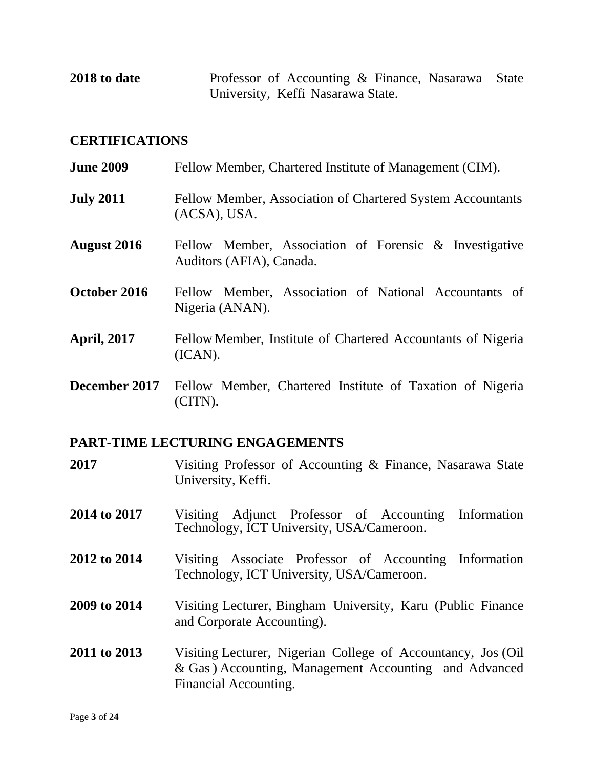**2018 to date** Professor of Accounting & Finance, Nasarawa State University, Keffi Nasarawa State.

## CERTIFICATIONS

**June 2009** Fellow Member, Chartered Institute of Management (CIM).

**July 2011** Fellow Member, Association of Chartered System Accountants (ACSA), USA.

**August 2016** Fellow Member, Association of Forensic & Investigative Auditors (AFIA), Canada.

**October 2016** Fellow Member, Association of National Accountants of Nigeria (ANAN).

**April, 2017** Fellow Member, Institute of Chartered Accountants of Nigeria (ICAN).

**December 2017** Fellow Member, Chartered Institute of Taxation of Nigeria (CITN).

## PART-TIME LECTURING ENGAGEMENTS

**2017** Visiting Professor of Accounting & Finance, Nasarawa State University, Keffi.

**2014 to 2017** Visiting Adjunct Professor of Accounting Information Technology, ICT University, USA/Cameroon.

**2012 to 2014** Visiting Associate Professor of Accounting Information Technology, ICT University, USA/Cameroon.

**2009 to 2014** Visiting Lecturer, Bingham University, Karu (Public Finance and Corporate Accounting).

**2011 to 2013** Visiting Lecturer, Nigerian College of Accountancy, Jos (Oil & Gas ) Accounting, Management Accounting and Advanced Financial Accounting.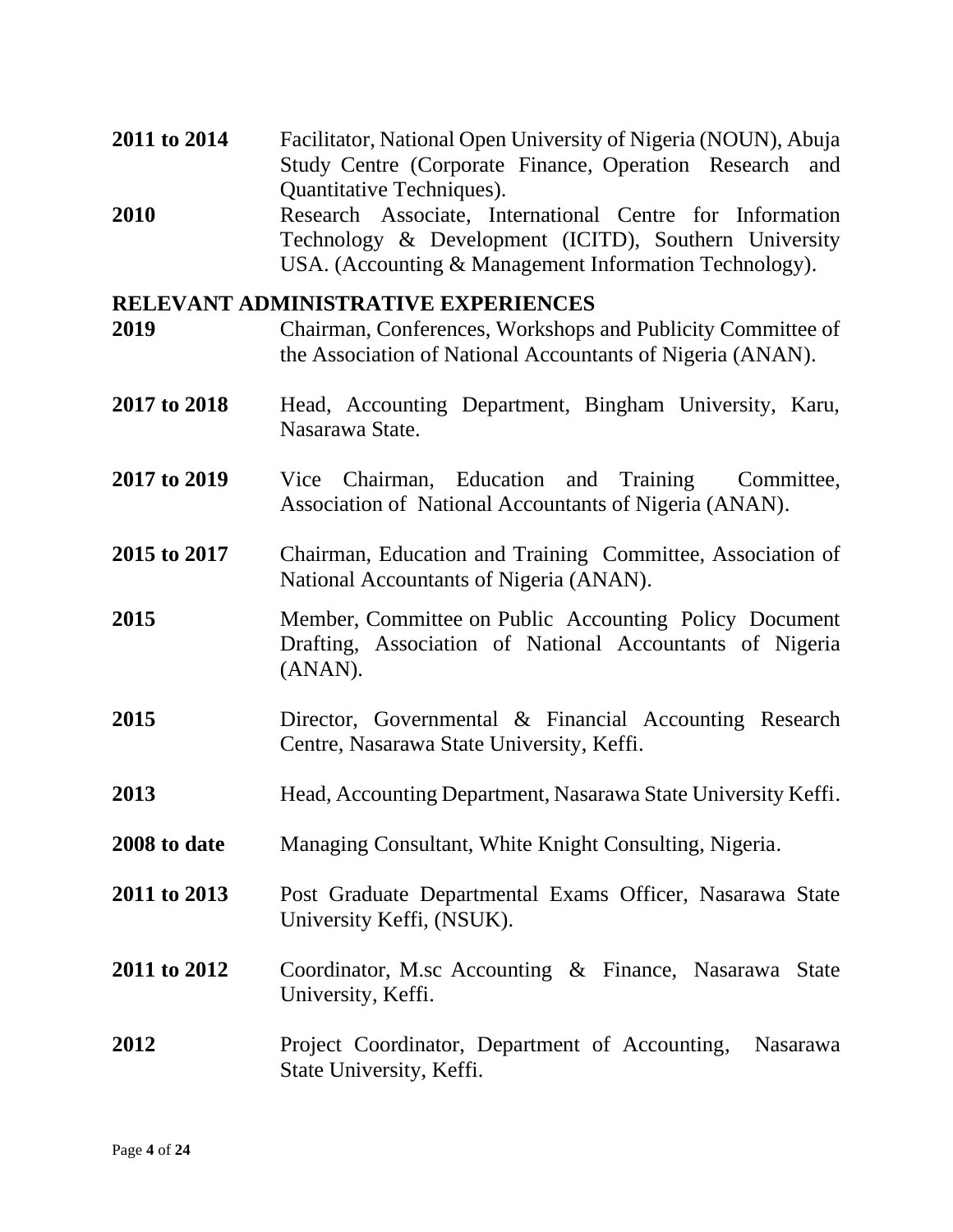**2011 to 2014** Facilitator, National Open University of Nigeria (NOUN), Abuja Study Centre (Corporate Finance, Operation Research and Quantitative Techniques).

**2010** Research Associate, International Centre for Information Technology & Development (ICITD), Southern University USA. (Accounting & Management Information Technology).

## RELEVANT ADMINISTRATIVE EXPERIENCES

**2019** Chairman, Conferences, Workshops and Publicity Committee of the Association of National Accountants of Nigeria (ANAN).

**2017 to 2018** Head, Accounting Department, Bingham University, Karu, Nasarawa State.

**2017 to 2019** Vice Chairman, Education and Training Committee, Association of National Accountants of Nigeria (ANAN).

**2015 to 2017** Chairman, Education and Training Committee, Association of National Accountants of Nigeria (ANAN).

**2015** Member, Committee on Public Accounting Policy Document Drafting, Association of National Accountants of Nigeria (ANAN).

**2015** Director, Governmental & Financial Accounting Research Centre, Nasarawa State University, Keffi.

**2013** Head, Accounting Department, Nasarawa State University Keffi.

**2008 to date** Managing Consultant, White Knight Consulting, Nigeria.

**2011 to 2013** Post Graduate Departmental Exams Officer, Nasarawa State University Keffi, (NSUK).

**2011 to 2012** Coordinator, M.sc Accounting & Finance, Nasarawa State University, Keffi.

**2012** Project Coordinator, Department of Accounting, Nasarawa State University, Keffi.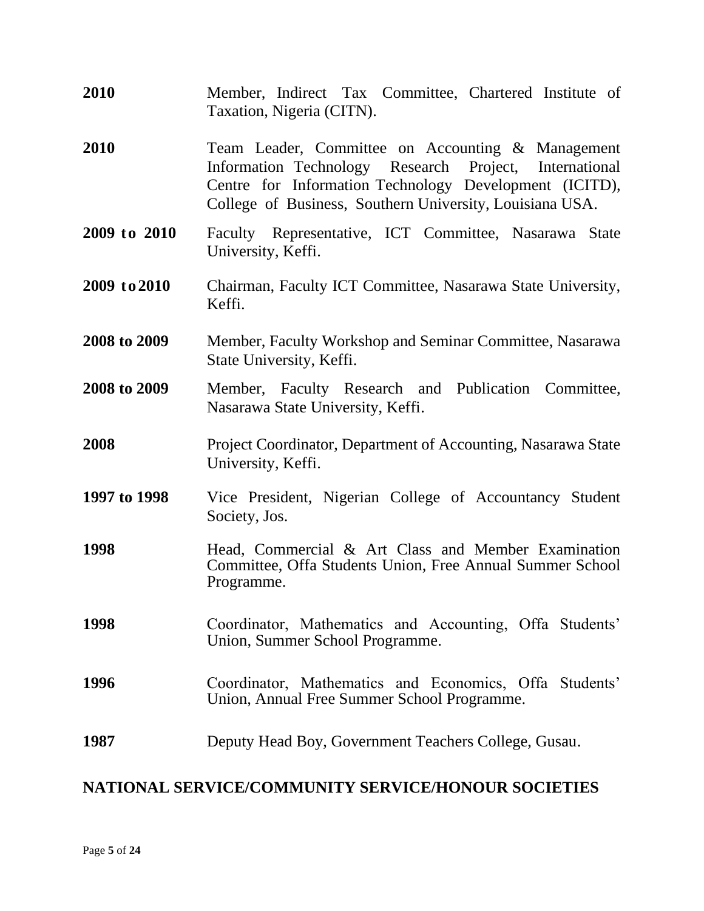**2010** Member, Indirect Tax Committee, Chartered Institute of Taxation, Nigeria (CITN).

**2010** Team Leader, Committee on Accounting & Management Information Technology Research Project, International Centre for Information Technology Development (ICITD), College of Business, Southern University, Louisiana USA.

**2009 to 2010** Faculty Representative, ICT Committee, Nasarawa State University, Keffi.

**2009 to 2010** Chairman, Faculty ICT Committee, Nasarawa State University, Keffi.

**2008 to 2009** Member, Faculty Workshop and Seminar Committee, Nasarawa State University, Keffi.

**2008 to 2009** Member, Faculty Research and Publication Committee, Nasarawa State University, Keffi.

**2008** Project Coordinator, Department of Accounting, Nasarawa State University, Keffi.

**1997 to 1998** Vice President, Nigerian College of Accountancy Student Society, Jos.

**1998** Head, Commercial & Art Class and Member Examination Committee, Offa Students Union, Free Annual Summer School Programme.

**1998** Coordinator, Mathematics and Accounting, Offa Students' Union, Summer School Programme.

**1996** Coordinator, Mathematics and Economics, Offa Students' Union, Annual Free Summer School Programme.

**1987** Deputy Head Boy, Government Teachers College, Gusau.

## NATIONAL SERVICE/COMMUNITY SERVICE/HONOUR SOCIETIES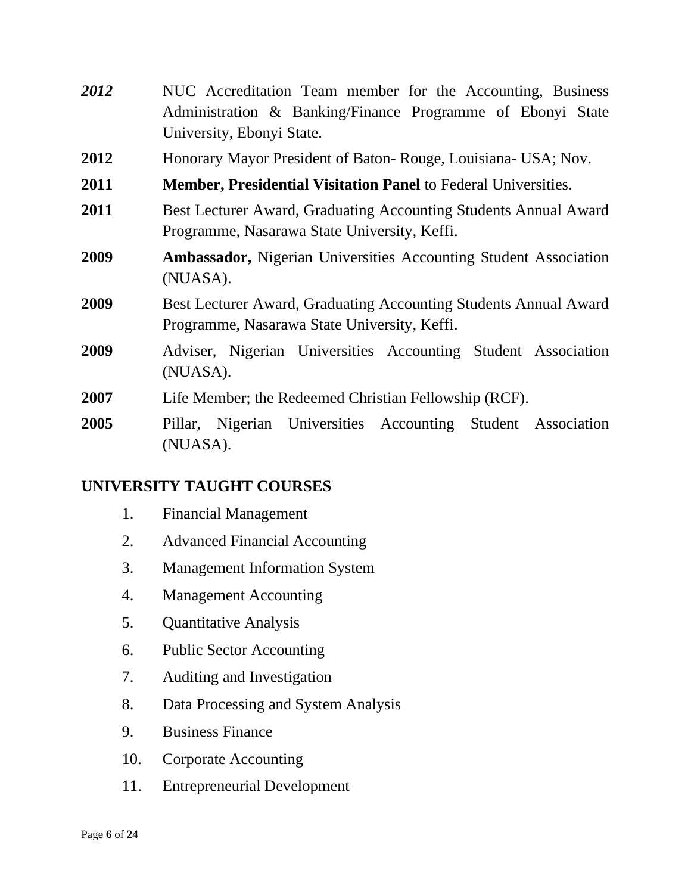***2012*** NUC Accreditation Team member for the Accounting, Business Administration & Banking/Finance Programme of Ebonyi State University, Ebonyi State.

**2012** Honorary Mayor President of Baton- Rouge, Louisiana- USA; Nov.

**2011** **Member, Presidential Visitation Panel** to Federal Universities.

**2011** Best Lecturer Award, Graduating Accounting Students Annual Award Programme, Nasarawa State University, Keffi.

**2009** **Ambassador,** Nigerian Universities Accounting Student Association (NUASA).

**2009** Best Lecturer Award, Graduating Accounting Students Annual Award Programme, Nasarawa State University, Keffi.

**2009** Adviser, Nigerian Universities Accounting Student Association (NUASA).

**2007** Life Member; the Redeemed Christian Fellowship (RCF).

**2005** Pillar, Nigerian Universities Accounting Student Association (NUASA).

## UNIVERSITY TAUGHT COURSES

1. Financial Management
2. Advanced Financial Accounting
3. Management Information System
4. Management Accounting
5. Quantitative Analysis
6. Public Sector Accounting
7. Auditing and Investigation
8. Data Processing and System Analysis
9. Business Finance
10. Corporate Accounting
11. Entrepreneurial Development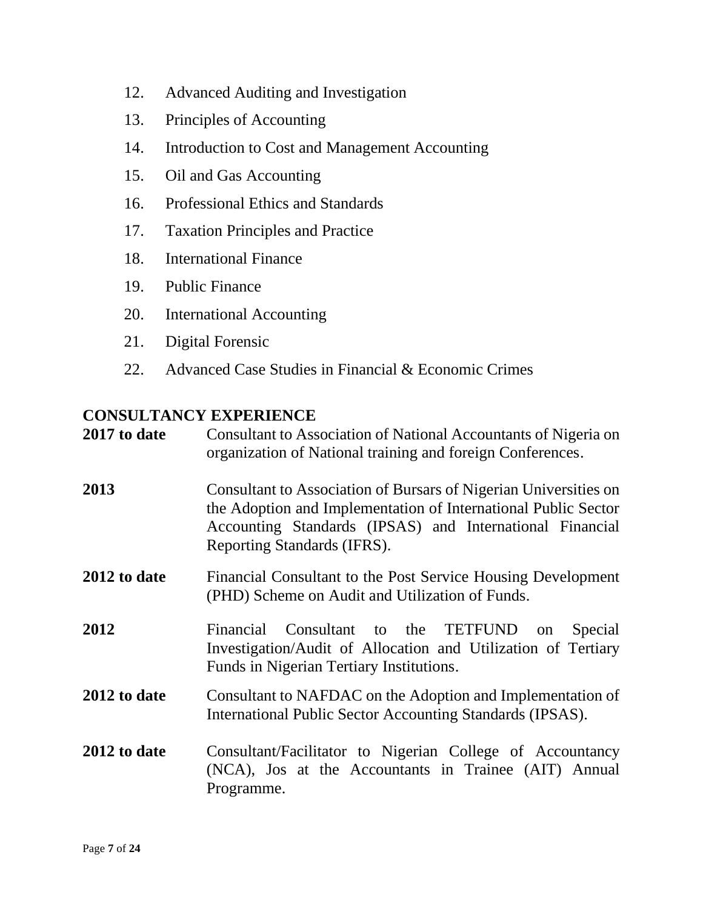12. Advanced Auditing and Investigation
13. Principles of Accounting
14. Introduction to Cost and Management Accounting
15. Oil and Gas Accounting
16. Professional Ethics and Standards
17. Taxation Principles and Practice
18. International Finance
19. Public Finance
20. International Accounting
21. Digital Forensic
22. Advanced Case Studies in Financial & Economic Crimes

## CONSULTANCY EXPERIENCE

**2017 to date** Consultant to Association of National Accountants of Nigeria on organization of National training and foreign Conferences.

**2013** Consultant to Association of Bursars of Nigerian Universities on the Adoption and Implementation of International Public Sector Accounting Standards (IPSAS) and International Financial Reporting Standards (IFRS).

**2012 to date** Financial Consultant to the Post Service Housing Development (PHD) Scheme on Audit and Utilization of Funds.

**2012** Financial Consultant to the TETFUND on Special Investigation/Audit of Allocation and Utilization of Tertiary Funds in Nigerian Tertiary Institutions.

**2012 to date** Consultant to NAFDAC on the Adoption and Implementation of International Public Sector Accounting Standards (IPSAS).

**2012 to date** Consultant/Facilitator to Nigerian College of Accountancy (NCA), Jos at the Accountants in Trainee (AIT) Annual Programme.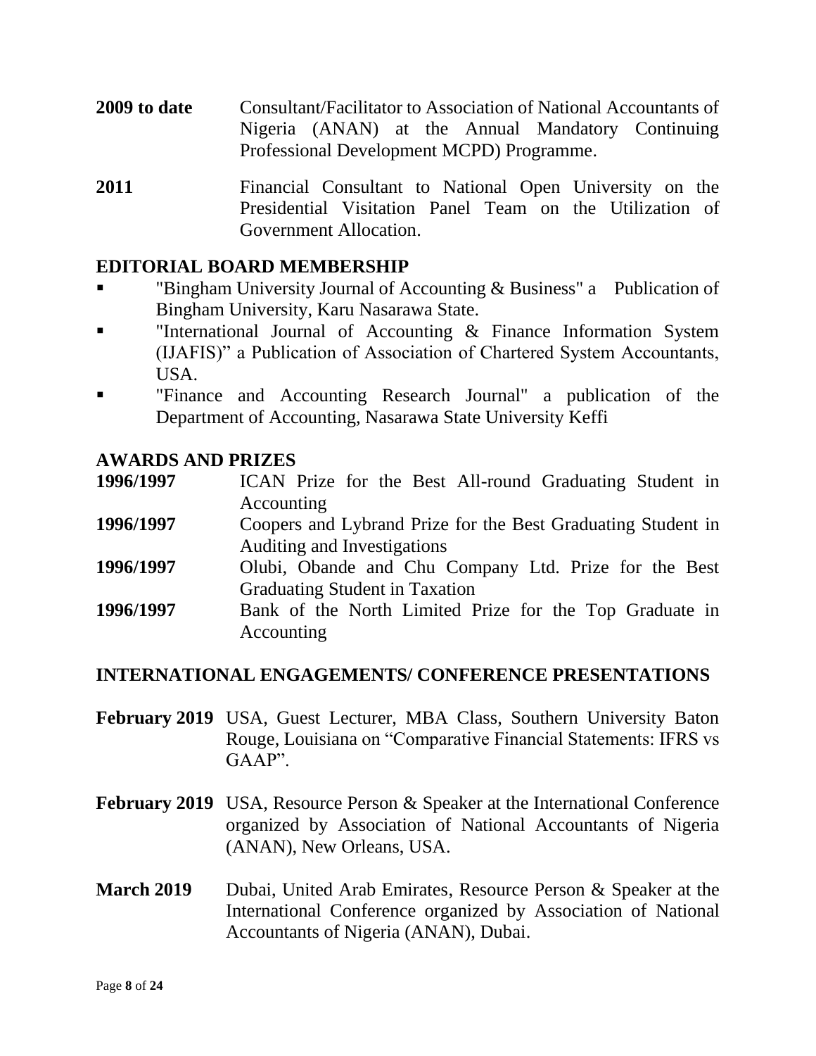**2009 to date** Consultant/Facilitator to Association of National Accountants of Nigeria (ANAN) at the Annual Mandatory Continuing Professional Development MCPD) Programme.

**2011** Financial Consultant to National Open University on the Presidential Visitation Panel Team on the Utilization of Government Allocation.

## EDITORIAL BOARD MEMBERSHIP

- "Bingham University Journal of Accounting & Business" a Publication of Bingham University, Karu Nasarawa State.
- "International Journal of Accounting & Finance Information System (IJAFIS)" a Publication of Association of Chartered System Accountants, USA.
- "Finance and Accounting Research Journal" a publication of the Department of Accounting, Nasarawa State University Keffi

## AWARDS AND PRIZES

**1996/1997** ICAN Prize for the Best All-round Graduating Student in Accounting

**1996/1997** Coopers and Lybrand Prize for the Best Graduating Student in Auditing and Investigations

**1996/1997** Olubi, Obande and Chu Company Ltd. Prize for the Best Graduating Student in Taxation

**1996/1997** Bank of the North Limited Prize for the Top Graduate in Accounting

## INTERNATIONAL ENGAGEMENTS/ CONFERENCE PRESENTATIONS

**February 2019** USA, Guest Lecturer, MBA Class, Southern University Baton Rouge, Louisiana on "Comparative Financial Statements: IFRS vs GAAP".

**February 2019** USA, Resource Person & Speaker at the International Conference organized by Association of National Accountants of Nigeria (ANAN), New Orleans, USA.

**March 2019** Dubai, United Arab Emirates, Resource Person & Speaker at the International Conference organized by Association of National Accountants of Nigeria (ANAN), Dubai.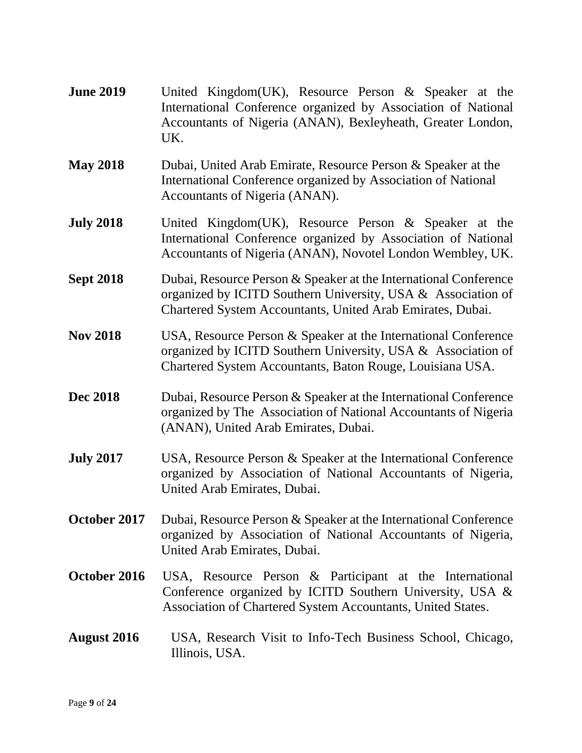**June 2019** United Kingdom(UK), Resource Person & Speaker at the International Conference organized by Association of National Accountants of Nigeria (ANAN), Bexleyheath, Greater London, UK.

**May 2018** Dubai, United Arab Emirate, Resource Person & Speaker at the International Conference organized by Association of National Accountants of Nigeria (ANAN).

**July 2018** United Kingdom(UK), Resource Person & Speaker at the International Conference organized by Association of National Accountants of Nigeria (ANAN), Novotel London Wembley, UK.

**Sept 2018** Dubai, Resource Person & Speaker at the International Conference organized by ICITD Southern University, USA & Association of Chartered System Accountants, United Arab Emirates, Dubai.

**Nov 2018** USA, Resource Person & Speaker at the International Conference organized by ICITD Southern University, USA & Association of Chartered System Accountants, Baton Rouge, Louisiana USA.

**Dec 2018** Dubai, Resource Person & Speaker at the International Conference organized by The Association of National Accountants of Nigeria (ANAN), United Arab Emirates, Dubai.

**July 2017** USA, Resource Person & Speaker at the International Conference organized by Association of National Accountants of Nigeria, United Arab Emirates, Dubai.

**October 2017** Dubai, Resource Person & Speaker at the International Conference organized by Association of National Accountants of Nigeria, United Arab Emirates, Dubai.

**October 2016** USA, Resource Person & Participant at the International Conference organized by ICITD Southern University, USA & Association of Chartered System Accountants, United States.

**August 2016** USA, Research Visit to Info-Tech Business School, Chicago, Illinois, USA.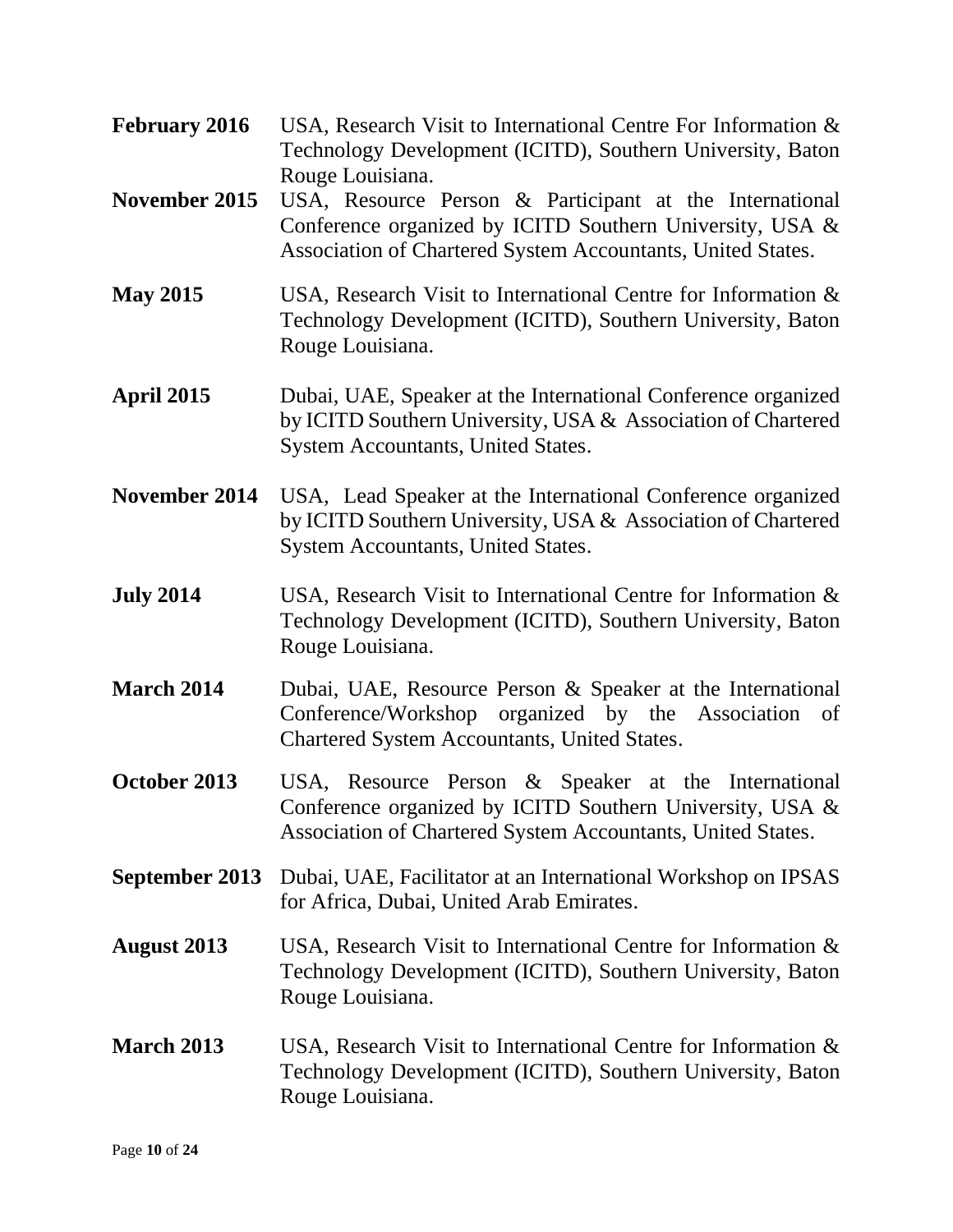**February 2016** USA, Research Visit to International Centre For Information & Technology Development (ICITD), Southern University, Baton Rouge Louisiana.

**November 2015** USA, Resource Person & Participant at the International Conference organized by ICITD Southern University, USA & Association of Chartered System Accountants, United States.

**May 2015** USA, Research Visit to International Centre for Information & Technology Development (ICITD), Southern University, Baton Rouge Louisiana.

**April 2015** Dubai, UAE, Speaker at the International Conference organized by ICITD Southern University, USA & Association of Chartered System Accountants, United States.

**November 2014** USA, Lead Speaker at the International Conference organized by ICITD Southern University, USA & Association of Chartered System Accountants, United States.

**July 2014** USA, Research Visit to International Centre for Information & Technology Development (ICITD), Southern University, Baton Rouge Louisiana.

**March 2014** Dubai, UAE, Resource Person & Speaker at the International Conference/Workshop organized by the Association of Chartered System Accountants, United States.

**October 2013** USA, Resource Person & Speaker at the International Conference organized by ICITD Southern University, USA & Association of Chartered System Accountants, United States.

**September 2013** Dubai, UAE, Facilitator at an International Workshop on IPSAS for Africa, Dubai, United Arab Emirates.

**August 2013** USA, Research Visit to International Centre for Information & Technology Development (ICITD), Southern University, Baton Rouge Louisiana.

**March 2013** USA, Research Visit to International Centre for Information & Technology Development (ICITD), Southern University, Baton Rouge Louisiana.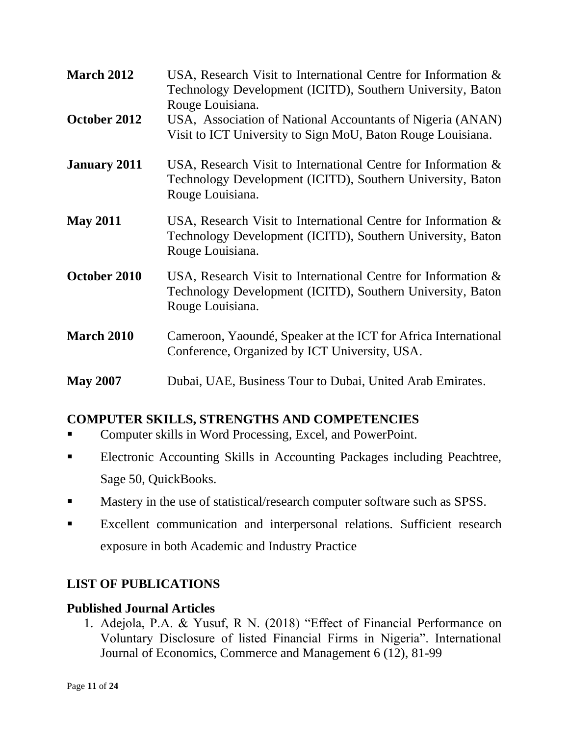**March 2012** USA, Research Visit to International Centre for Information & Technology Development (ICITD), Southern University, Baton Rouge Louisiana.

**October 2012** USA, Association of National Accountants of Nigeria (ANAN) Visit to ICT University to Sign MoU, Baton Rouge Louisiana.

**January 2011** USA, Research Visit to International Centre for Information & Technology Development (ICITD), Southern University, Baton Rouge Louisiana.

**May 2011** USA, Research Visit to International Centre for Information & Technology Development (ICITD), Southern University, Baton Rouge Louisiana.

**October 2010** USA, Research Visit to International Centre for Information & Technology Development (ICITD), Southern University, Baton Rouge Louisiana.

**March 2010** Cameroon, Yaoundé, Speaker at the ICT for Africa International Conference, Organized by ICT University, USA.

**May 2007** Dubai, UAE, Business Tour to Dubai, United Arab Emirates.

## COMPUTER SKILLS, STRENGTHS AND COMPETENCIES

- Computer skills in Word Processing, Excel, and PowerPoint.
- Electronic Accounting Skills in Accounting Packages including Peachtree, Sage 50, QuickBooks.
- Mastery in the use of statistical/research computer software such as SPSS.
- Excellent communication and interpersonal relations. Sufficient research exposure in both Academic and Industry Practice

## LIST OF PUBLICATIONS

### Published Journal Articles

1. Adejola, P.A. & Yusuf, R N. (2018) "Effect of Financial Performance on Voluntary Disclosure of listed Financial Firms in Nigeria". International Journal of Economics, Commerce and Management 6 (12), 81-99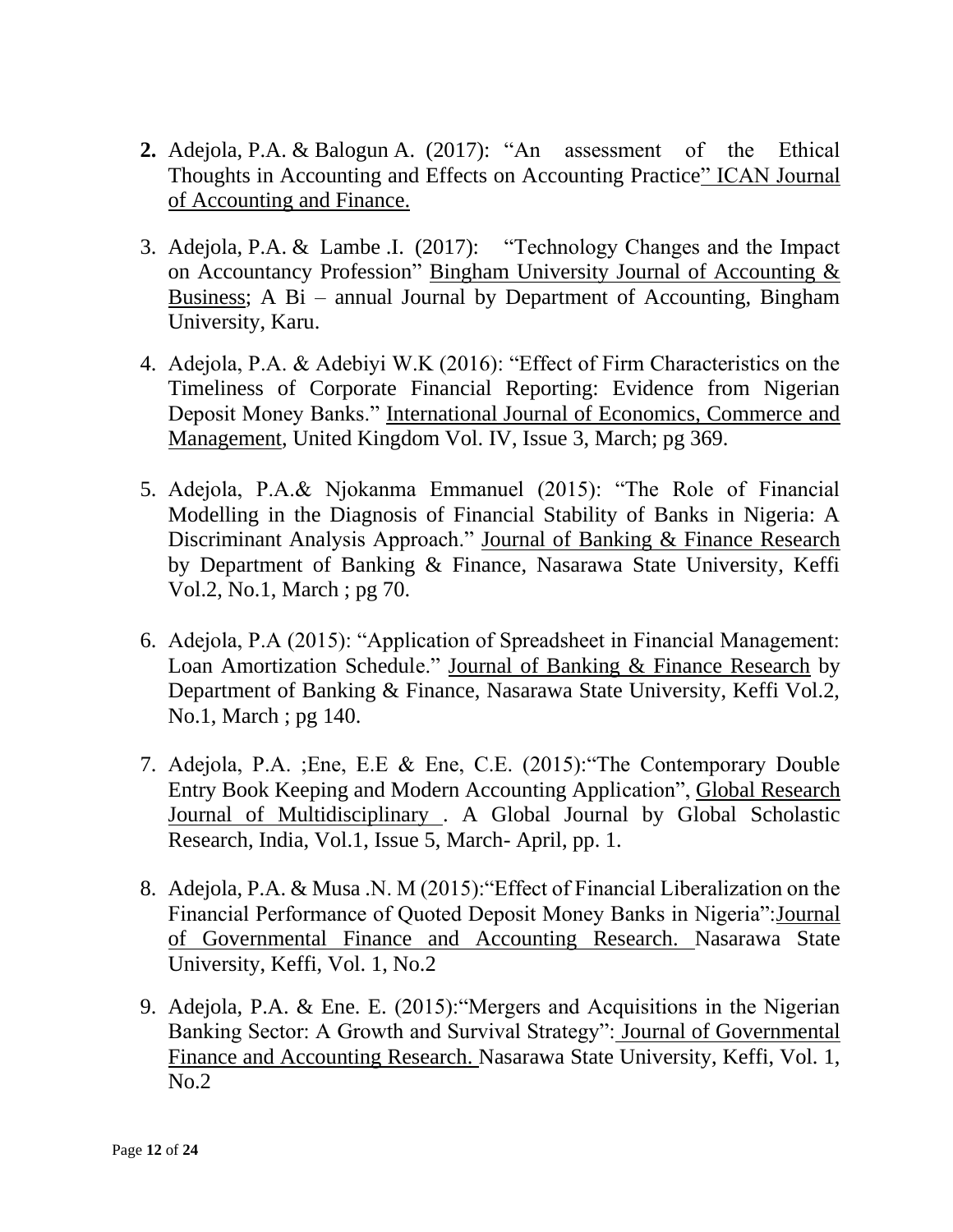2. Adejola, P.A. & Balogun A. (2017): "An assessment of the Ethical Thoughts in Accounting and Effects on Accounting Practice" ICAN Journal of Accounting and Finance.

3. Adejola, P.A. & Lambe .I. (2017): "Technology Changes and the Impact on Accountancy Profession" Bingham University Journal of Accounting & Business; A Bi – annual Journal by Department of Accounting, Bingham University, Karu.

4. Adejola, P.A. & Adebiyi W.K (2016): "Effect of Firm Characteristics on the Timeliness of Corporate Financial Reporting: Evidence from Nigerian Deposit Money Banks." International Journal of Economics, Commerce and Management, United Kingdom Vol. IV, Issue 3, March; pg 369.

5. Adejola, P.A.& Njokanma Emmanuel (2015): "The Role of Financial Modelling in the Diagnosis of Financial Stability of Banks in Nigeria: A Discriminant Analysis Approach." Journal of Banking & Finance Research by Department of Banking & Finance, Nasarawa State University, Keffi Vol.2, No.1, March ; pg 70.

6. Adejola, P.A (2015): "Application of Spreadsheet in Financial Management: Loan Amortization Schedule." Journal of Banking & Finance Research by Department of Banking & Finance, Nasarawa State University, Keffi Vol.2, No.1, March ; pg 140.

7. Adejola, P.A. ;Ene, E.E & Ene, C.E. (2015):"The Contemporary Double Entry Book Keeping and Modern Accounting Application", Global Research Journal of Multidisciplinary . A Global Journal by Global Scholastic Research, India, Vol.1, Issue 5, March- April, pp. 1.

8. Adejola, P.A. & Musa .N. M (2015):"Effect of Financial Liberalization on the Financial Performance of Quoted Deposit Money Banks in Nigeria":Journal of Governmental Finance and Accounting Research. Nasarawa State University, Keffi, Vol. 1, No.2

9. Adejola, P.A. & Ene. E. (2015):"Mergers and Acquisitions in the Nigerian Banking Sector: A Growth and Survival Strategy": Journal of Governmental Finance and Accounting Research. Nasarawa State University, Keffi, Vol. 1, No.2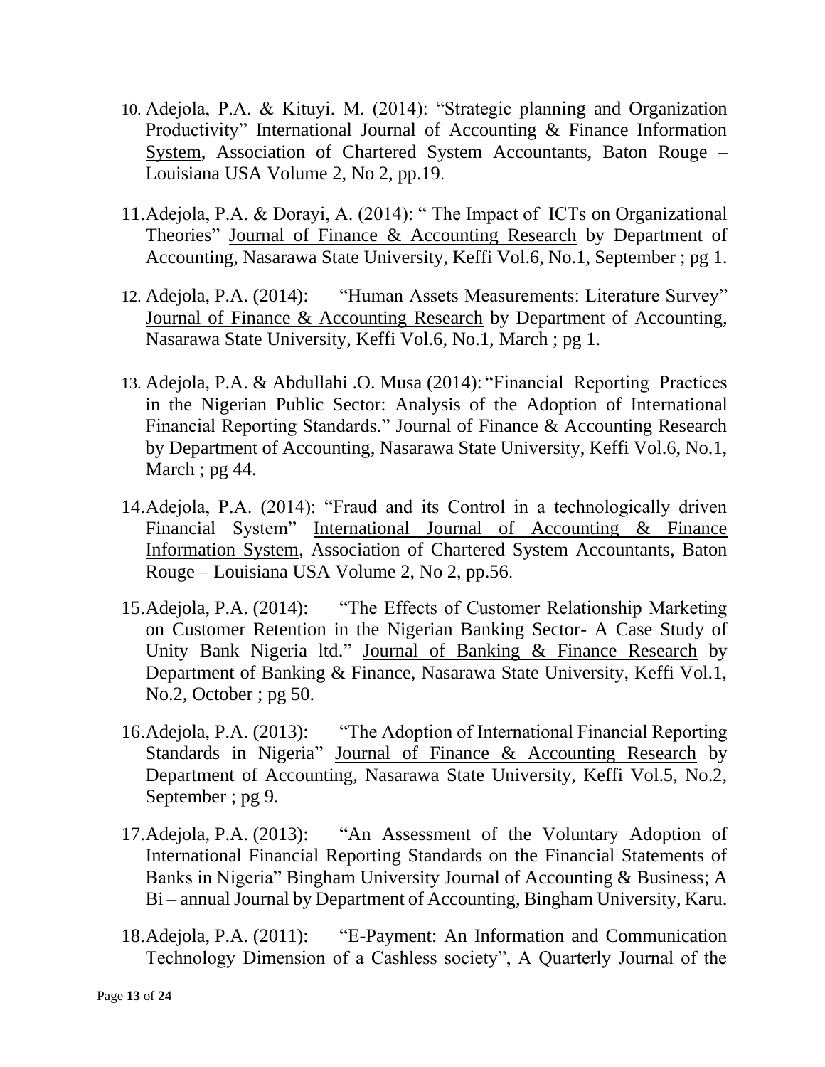10. Adejola, P.A. & Kituyi. M. (2014): "Strategic planning and Organization Productivity" <u>International Journal of Accounting & Finance Information System</u>, Association of Chartered System Accountants, Baton Rouge – Louisiana USA Volume 2, No 2, pp.19.

11. Adejola, P.A. & Dorayi, A. (2014): " The Impact of ICTs on Organizational Theories" <u>Journal of Finance & Accounting Research</u> by Department of Accounting, Nasarawa State University, Keffi Vol.6, No.1, September ; pg 1.

12. Adejola, P.A. (2014): "Human Assets Measurements: Literature Survey" <u>Journal of Finance & Accounting Research</u> by Department of Accounting, Nasarawa State University, Keffi Vol.6, No.1, March ; pg 1.

13. Adejola, P.A. & Abdullahi .O. Musa (2014): "Financial Reporting Practices in the Nigerian Public Sector: Analysis of the Adoption of International Financial Reporting Standards." <u>Journal of Finance & Accounting Research</u> by Department of Accounting, Nasarawa State University, Keffi Vol.6, No.1, March ; pg 44.

14. Adejola, P.A. (2014): "Fraud and its Control in a technologically driven Financial System" <u>International Journal of Accounting & Finance Information System</u>, Association of Chartered System Accountants, Baton Rouge – Louisiana USA Volume 2, No 2, pp.56.

15. Adejola, P.A. (2014): "The Effects of Customer Relationship Marketing on Customer Retention in the Nigerian Banking Sector- A Case Study of Unity Bank Nigeria ltd." <u>Journal of Banking & Finance Research</u> by Department of Banking & Finance, Nasarawa State University, Keffi Vol.1, No.2, October ; pg 50.

16. Adejola, P.A. (2013): "The Adoption of International Financial Reporting Standards in Nigeria" <u>Journal of Finance & Accounting Research</u> by Department of Accounting, Nasarawa State University, Keffi Vol.5, No.2, September ; pg 9.

17. Adejola, P.A. (2013): "An Assessment of the Voluntary Adoption of International Financial Reporting Standards on the Financial Statements of Banks in Nigeria" <u>Bingham University Journal of Accounting & Business</u>; A Bi – annual Journal by Department of Accounting, Bingham University, Karu.

18. Adejola, P.A. (2011): "E-Payment: An Information and Communication Technology Dimension of a Cashless society", A Quarterly Journal of the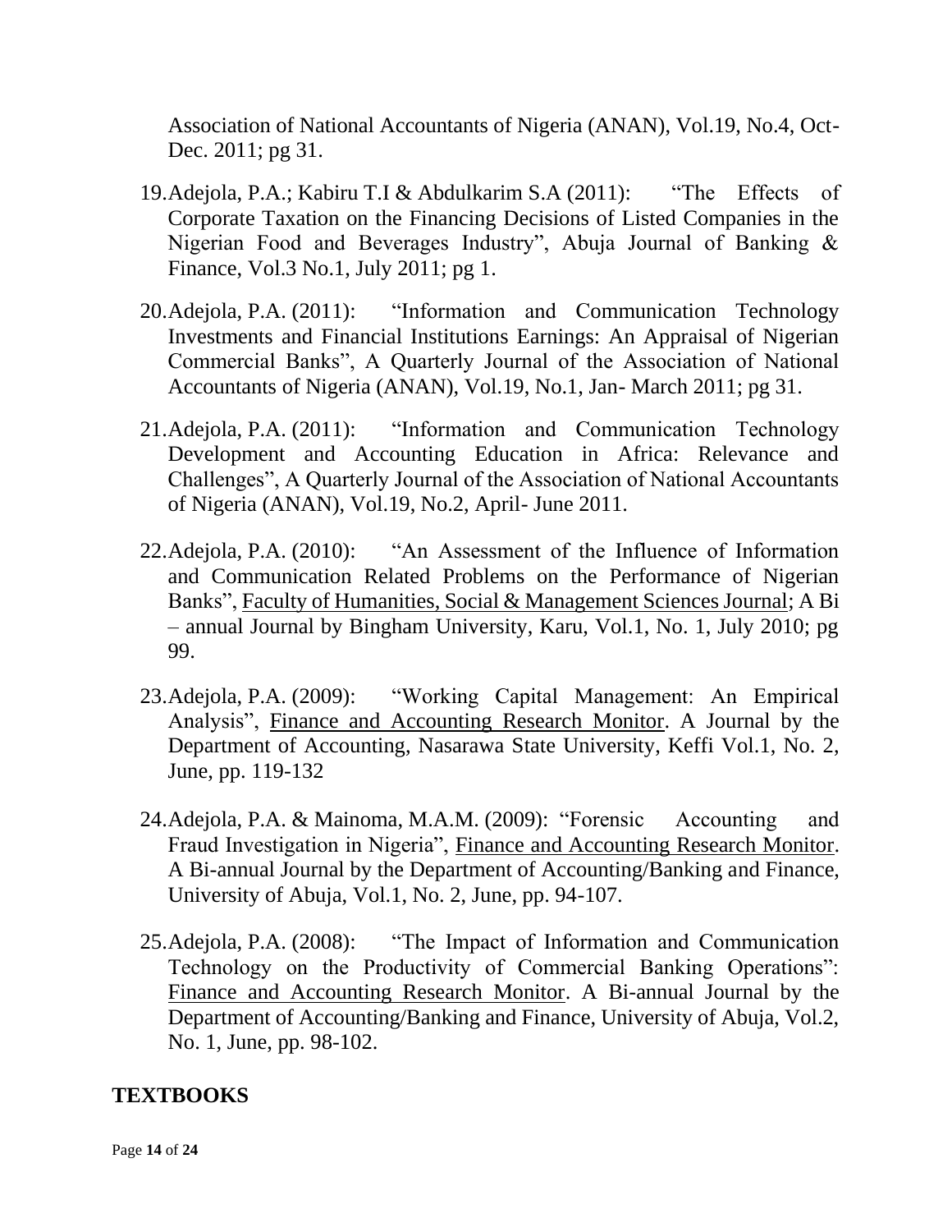Association of National Accountants of Nigeria (ANAN), Vol.19, No.4, Oct-Dec. 2011; pg 31.

19. Adejola, P.A.; Kabiru T.I & Abdulkarim S.A (2011): "The Effects of Corporate Taxation on the Financing Decisions of Listed Companies in the Nigerian Food and Beverages Industry", Abuja Journal of Banking & Finance, Vol.3 No.1, July 2011; pg 1.

20. Adejola, P.A. (2011): "Information and Communication Technology Investments and Financial Institutions Earnings: An Appraisal of Nigerian Commercial Banks", A Quarterly Journal of the Association of National Accountants of Nigeria (ANAN), Vol.19, No.1, Jan- March 2011; pg 31.

21. Adejola, P.A. (2011): "Information and Communication Technology Development and Accounting Education in Africa: Relevance and Challenges", A Quarterly Journal of the Association of National Accountants of Nigeria (ANAN), Vol.19, No.2, April- June 2011.

22. Adejola, P.A. (2010): "An Assessment of the Influence of Information and Communication Related Problems on the Performance of Nigerian Banks", Faculty of Humanities, Social & Management Sciences Journal; A Bi – annual Journal by Bingham University, Karu, Vol.1, No. 1, July 2010; pg 99.

23. Adejola, P.A. (2009): "Working Capital Management: An Empirical Analysis", Finance and Accounting Research Monitor. A Journal by the Department of Accounting, Nasarawa State University, Keffi Vol.1, No. 2, June, pp. 119-132

24. Adejola, P.A. & Mainoma, M.A.M. (2009): "Forensic Accounting and Fraud Investigation in Nigeria", Finance and Accounting Research Monitor. A Bi-annual Journal by the Department of Accounting/Banking and Finance, University of Abuja, Vol.1, No. 2, June, pp. 94-107.

25. Adejola, P.A. (2008): "The Impact of Information and Communication Technology on the Productivity of Commercial Banking Operations": Finance and Accounting Research Monitor. A Bi-annual Journal by the Department of Accounting/Banking and Finance, University of Abuja, Vol.2, No. 1, June, pp. 98-102.

## TEXTBOOKS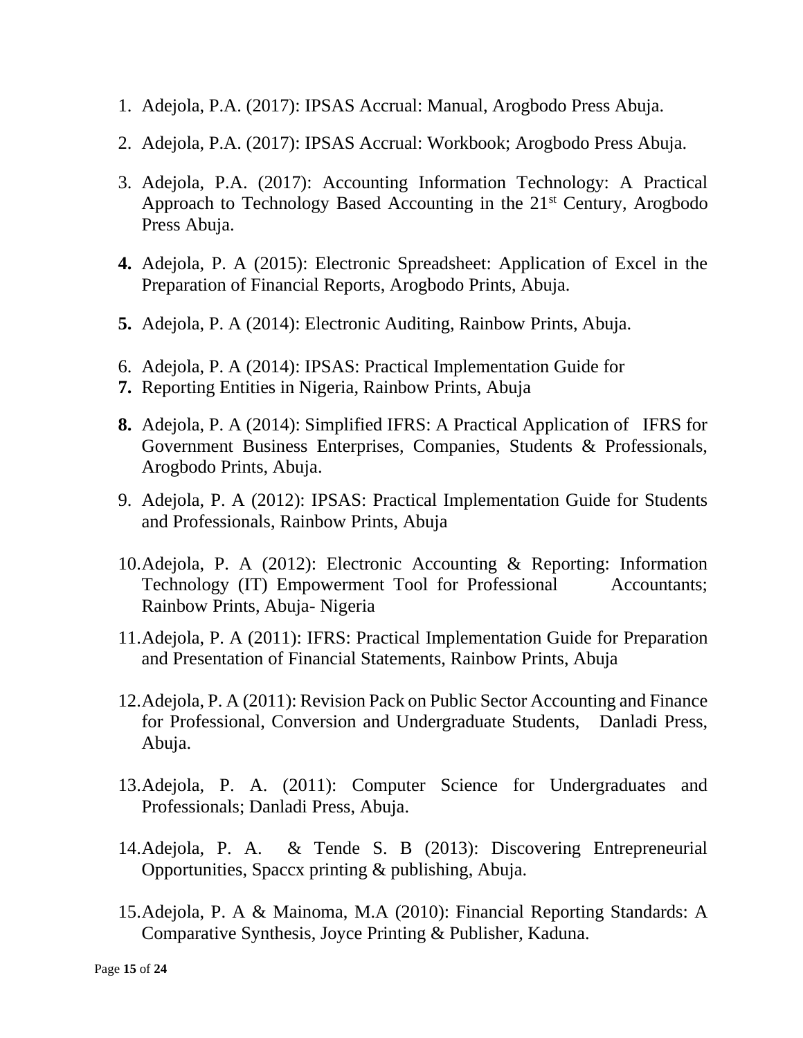1. Adejola, P.A. (2017): IPSAS Accrual: Manual, Arogbodo Press Abuja.

2. Adejola, P.A. (2017): IPSAS Accrual: Workbook; Arogbodo Press Abuja.

3. Adejola, P.A. (2017): Accounting Information Technology: A Practical Approach to Technology Based Accounting in the 21st Century, Arogbodo Press Abuja.

4. Adejola, P. A (2015): Electronic Spreadsheet: Application of Excel in the Preparation of Financial Reports, Arogbodo Prints, Abuja.

5. Adejola, P. A (2014): Electronic Auditing, Rainbow Prints, Abuja.

6. Adejola, P. A (2014): IPSAS: Practical Implementation Guide for
7. Reporting Entities in Nigeria, Rainbow Prints, Abuja

8. Adejola, P. A (2014): Simplified IFRS: A Practical Application of IFRS for Government Business Enterprises, Companies, Students & Professionals, Arogbodo Prints, Abuja.

9. Adejola, P. A (2012): IPSAS: Practical Implementation Guide for Students and Professionals, Rainbow Prints, Abuja

10. Adejola, P. A (2012): Electronic Accounting & Reporting: Information Technology (IT) Empowerment Tool for Professional Accountants; Rainbow Prints, Abuja- Nigeria

11. Adejola, P. A (2011): IFRS: Practical Implementation Guide for Preparation and Presentation of Financial Statements, Rainbow Prints, Abuja

12. Adejola, P. A (2011): Revision Pack on Public Sector Accounting and Finance for Professional, Conversion and Undergraduate Students, Danladi Press, Abuja.

13. Adejola, P. A. (2011): Computer Science for Undergraduates and Professionals; Danladi Press, Abuja.

14. Adejola, P. A. & Tende S. B (2013): Discovering Entrepreneurial Opportunities, Spaccx printing & publishing, Abuja.

15. Adejola, P. A & Mainoma, M.A (2010): Financial Reporting Standards: A Comparative Synthesis, Joyce Printing & Publisher, Kaduna.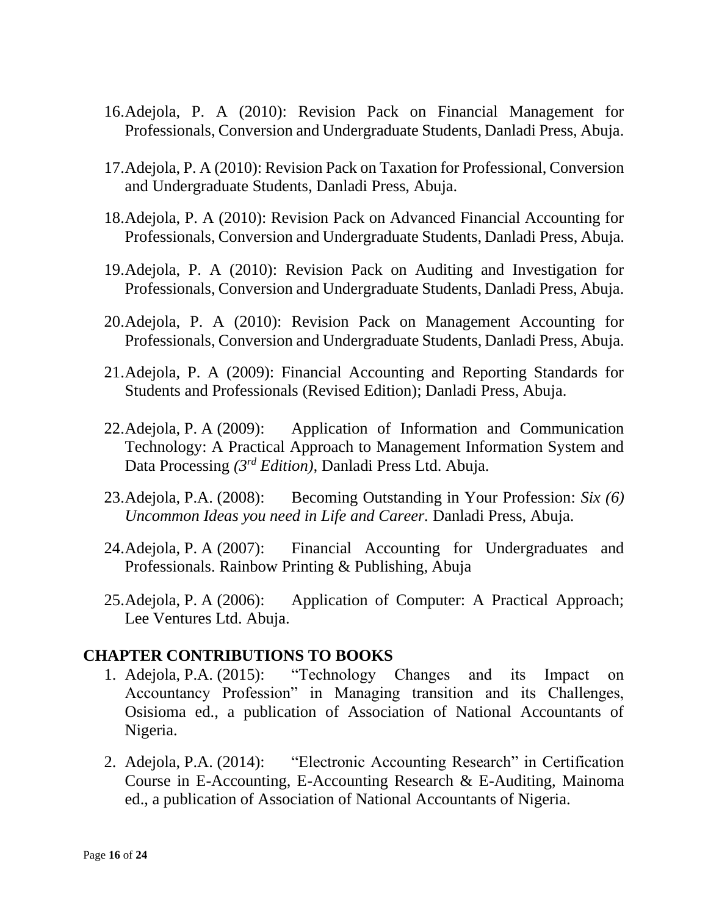16. Adejola, P. A (2010): Revision Pack on Financial Management for Professionals, Conversion and Undergraduate Students, Danladi Press, Abuja.

17. Adejola, P. A (2010): Revision Pack on Taxation for Professional, Conversion and Undergraduate Students, Danladi Press, Abuja.

18. Adejola, P. A (2010): Revision Pack on Advanced Financial Accounting for Professionals, Conversion and Undergraduate Students, Danladi Press, Abuja.

19. Adejola, P. A (2010): Revision Pack on Auditing and Investigation for Professionals, Conversion and Undergraduate Students, Danladi Press, Abuja.

20. Adejola, P. A (2010): Revision Pack on Management Accounting for Professionals, Conversion and Undergraduate Students, Danladi Press, Abuja.

21. Adejola, P. A (2009): Financial Accounting and Reporting Standards for Students and Professionals (Revised Edition); Danladi Press, Abuja.

22. Adejola, P. A (2009): Application of Information and Communication Technology: A Practical Approach to Management Information System and Data Processing *(3rd Edition),* Danladi Press Ltd. Abuja.

23. Adejola, P.A. (2008): Becoming Outstanding in Your Profession: *Six (6) Uncommon Ideas you need in Life and Career.* Danladi Press, Abuja.

24. Adejola, P. A (2007): Financial Accounting for Undergraduates and Professionals. Rainbow Printing & Publishing, Abuja

25. Adejola, P. A (2006): Application of Computer: A Practical Approach; Lee Ventures Ltd. Abuja.

## CHAPTER CONTRIBUTIONS TO BOOKS

1. Adejola, P.A. (2015): "Technology Changes and its Impact on Accountancy Profession" in Managing transition and its Challenges, Osisioma ed., a publication of Association of National Accountants of Nigeria.

2. Adejola, P.A. (2014): "Electronic Accounting Research" in Certification Course in E-Accounting, E-Accounting Research & E-Auditing, Mainoma ed., a publication of Association of National Accountants of Nigeria.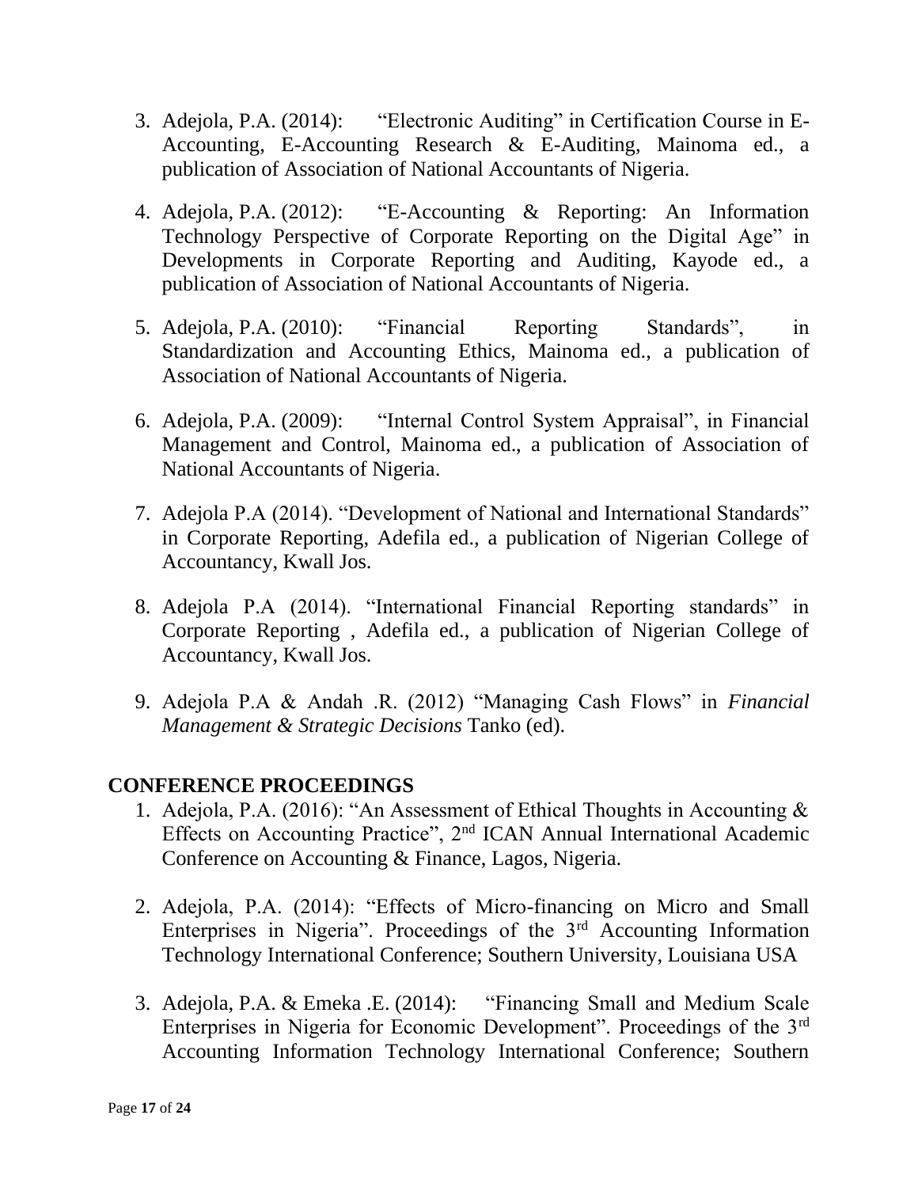3. Adejola, P.A. (2014): "Electronic Auditing" in Certification Course in E-Accounting, E-Accounting Research & E-Auditing, Mainoma ed., a publication of Association of National Accountants of Nigeria.

4. Adejola, P.A. (2012): "E-Accounting & Reporting: An Information Technology Perspective of Corporate Reporting on the Digital Age" in Developments in Corporate Reporting and Auditing, Kayode ed., a publication of Association of National Accountants of Nigeria.

5. Adejola, P.A. (2010): "Financial Reporting Standards", in Standardization and Accounting Ethics, Mainoma ed., a publication of Association of National Accountants of Nigeria.

6. Adejola, P.A. (2009): "Internal Control System Appraisal", in Financial Management and Control, Mainoma ed., a publication of Association of National Accountants of Nigeria.

7. Adejola P.A (2014). "Development of National and International Standards" in Corporate Reporting, Adefila ed., a publication of Nigerian College of Accountancy, Kwall Jos.

8. Adejola P.A (2014). "International Financial Reporting standards" in Corporate Reporting , Adefila ed., a publication of Nigerian College of Accountancy, Kwall Jos.

9. Adejola P.A & Andah .R. (2012) "Managing Cash Flows" in *Financial Management & Strategic Decisions* Tanko (ed).

## CONFERENCE PROCEEDINGS

1. Adejola, P.A. (2016): "An Assessment of Ethical Thoughts in Accounting & Effects on Accounting Practice", 2nd ICAN Annual International Academic Conference on Accounting & Finance, Lagos, Nigeria.

2. Adejola, P.A. (2014): "Effects of Micro-financing on Micro and Small Enterprises in Nigeria". Proceedings of the 3rd Accounting Information Technology International Conference; Southern University, Louisiana USA

3. Adejola, P.A. & Emeka .E. (2014): "Financing Small and Medium Scale Enterprises in Nigeria for Economic Development". Proceedings of the 3rd Accounting Information Technology International Conference; Southern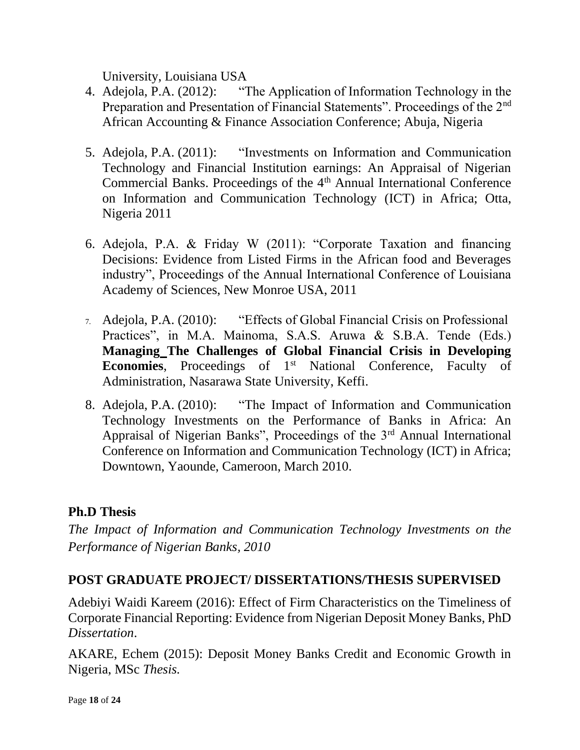University, Louisiana USA

4. Adejola, P.A. (2012): "The Application of Information Technology in the Preparation and Presentation of Financial Statements". Proceedings of the 2nd African Accounting & Finance Association Conference; Abuja, Nigeria

5. Adejola, P.A. (2011): "Investments on Information and Communication Technology and Financial Institution earnings: An Appraisal of Nigerian Commercial Banks. Proceedings of the 4th Annual International Conference on Information and Communication Technology (ICT) in Africa; Otta, Nigeria 2011

6. Adejola, P.A. & Friday W (2011): "Corporate Taxation and financing Decisions: Evidence from Listed Firms in the African food and Beverages industry", Proceedings of the Annual International Conference of Louisiana Academy of Sciences, New Monroe USA, 2011

7. Adejola, P.A. (2010): "Effects of Global Financial Crisis on Professional Practices", in M.A. Mainoma, S.A.S. Aruwa & S.B.A. Tende (Eds.) **Managing The Challenges of Global Financial Crisis in Developing Economies**, Proceedings of 1st National Conference, Faculty of Administration, Nasarawa State University, Keffi.

8. Adejola, P.A. (2010): "The Impact of Information and Communication Technology Investments on the Performance of Banks in Africa: An Appraisal of Nigerian Banks", Proceedings of the 3rd Annual International Conference on Information and Communication Technology (ICT) in Africa; Downtown, Yaounde, Cameroon, March 2010.

## Ph.D Thesis

*The Impact of Information and Communication Technology Investments on the Performance of Nigerian Banks, 2010*

## POST GRADUATE PROJECT/ DISSERTATIONS/THESIS SUPERVISED

Adebiyi Waidi Kareem (2016): Effect of Firm Characteristics on the Timeliness of Corporate Financial Reporting: Evidence from Nigerian Deposit Money Banks, PhD *Dissertation*.

AKARE, Echem (2015): Deposit Money Banks Credit and Economic Growth in Nigeria, MSc *Thesis.*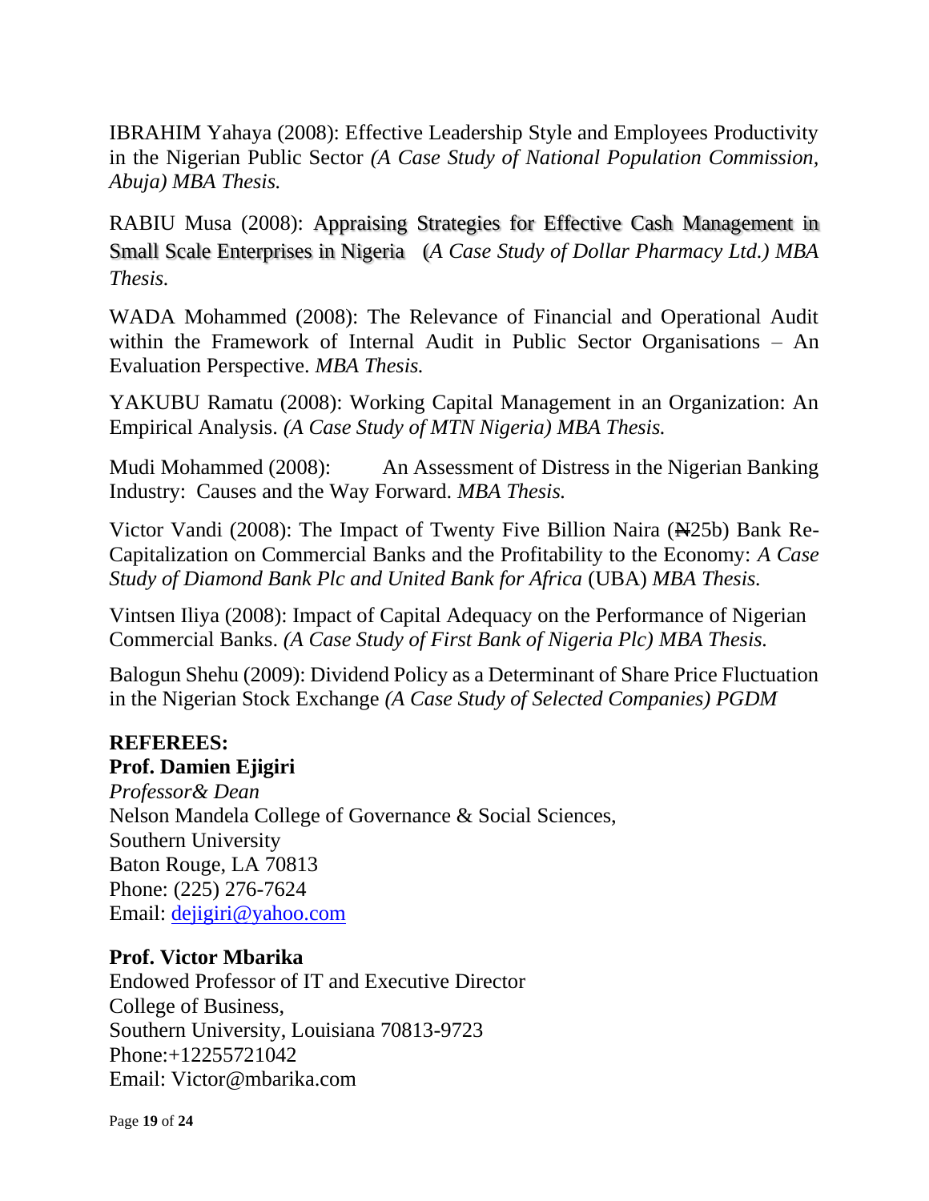IBRAHIM Yahaya (2008): Effective Leadership Style and Employees Productivity in the Nigerian Public Sector *(A Case Study of National Population Commission, Abuja) MBA Thesis.*

RABIU Musa (2008): Appraising Strategies for Effective Cash Management in Small Scale Enterprises in Nigeria (*A Case Study of Dollar Pharmacy Ltd.) MBA Thesis.*

WADA Mohammed (2008): The Relevance of Financial and Operational Audit within the Framework of Internal Audit in Public Sector Organisations – An Evaluation Perspective. *MBA Thesis.*

YAKUBU Ramatu (2008): Working Capital Management in an Organization: An Empirical Analysis. *(A Case Study of MTN Nigeria) MBA Thesis.*

Mudi Mohammed (2008): An Assessment of Distress in the Nigerian Banking Industry: Causes and the Way Forward. *MBA Thesis.*

Victor Vandi (2008): The Impact of Twenty Five Billion Naira (₦25b) Bank Re-Capitalization on Commercial Banks and the Profitability to the Economy: *A Case Study of Diamond Bank Plc and United Bank for Africa* (UBA) *MBA Thesis.*

Vintsen Iliya (2008): Impact of Capital Adequacy on the Performance of Nigerian Commercial Banks. *(A Case Study of First Bank of Nigeria Plc) MBA Thesis.*

Balogun Shehu (2009): Dividend Policy as a Determinant of Share Price Fluctuation in the Nigerian Stock Exchange *(A Case Study of Selected Companies) PGDM*

**REFEREES:**

**Prof. Damien Ejigiri**
*Professor& Dean*
Nelson Mandela College of Governance & Social Sciences,
Southern University
Baton Rouge, LA 70813
Phone: (225) 276-7624
Email: dejigiri@yahoo.com

**Prof. Victor Mbarika**
Endowed Professor of IT and Executive Director
College of Business,
Southern University, Louisiana 70813-9723
Phone:+12255721042
Email: Victor@mbarika.com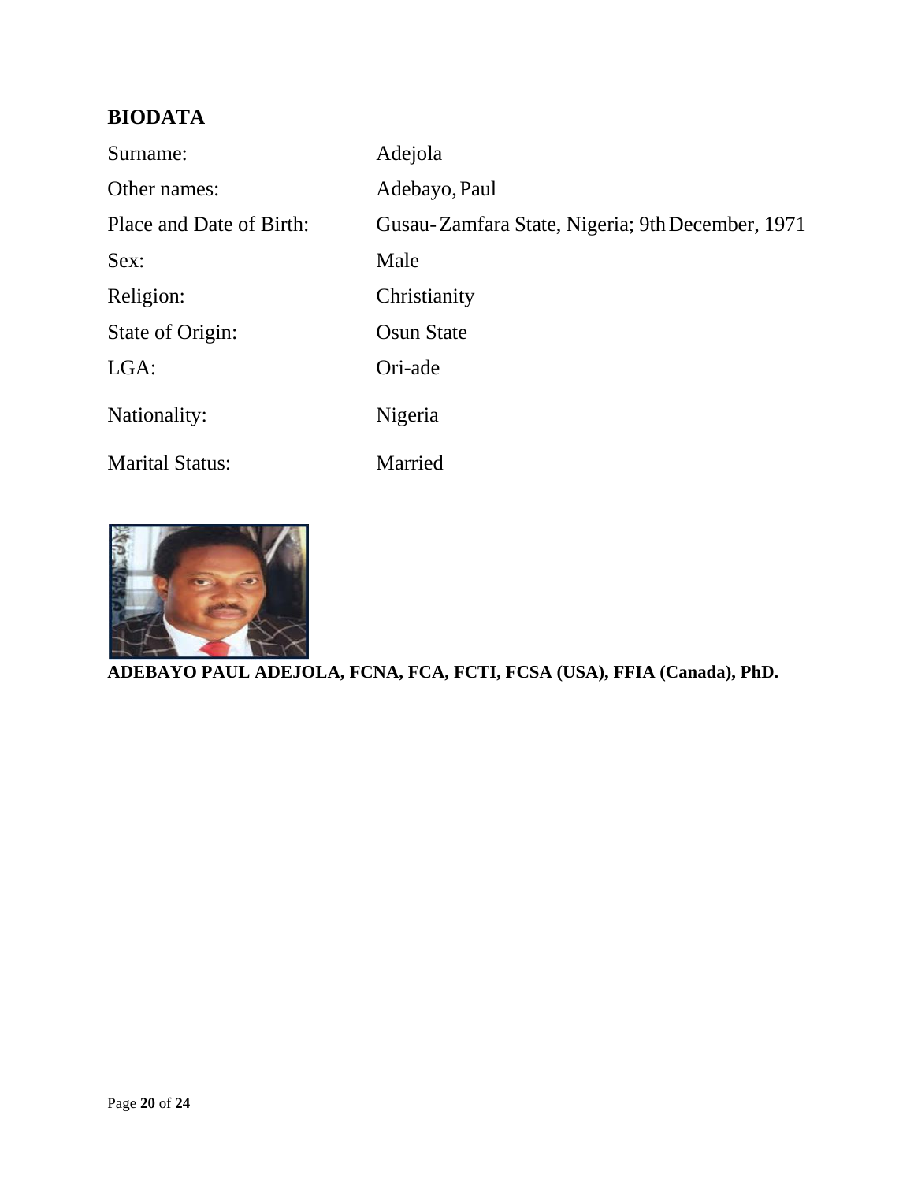## BIODATA

| | |
|---|---|
| Surname: | Adejola |
| Other names: | Adebayo, Paul |
| Place and Date of Birth: | Gusau- Zamfara State, Nigeria; 9th December, 1971 |
| Sex: | Male |
| Religion: | Christianity |
| State of Origin: | Osun State |
| LGA: | Ori-ade |
| Nationality: | Nigeria |
| Marital Status: | Married |

**ADEBAYO PAUL ADEJOLA, FCNA, FCA, FCTI, FCSA (USA), FFIA (Canada), PhD.**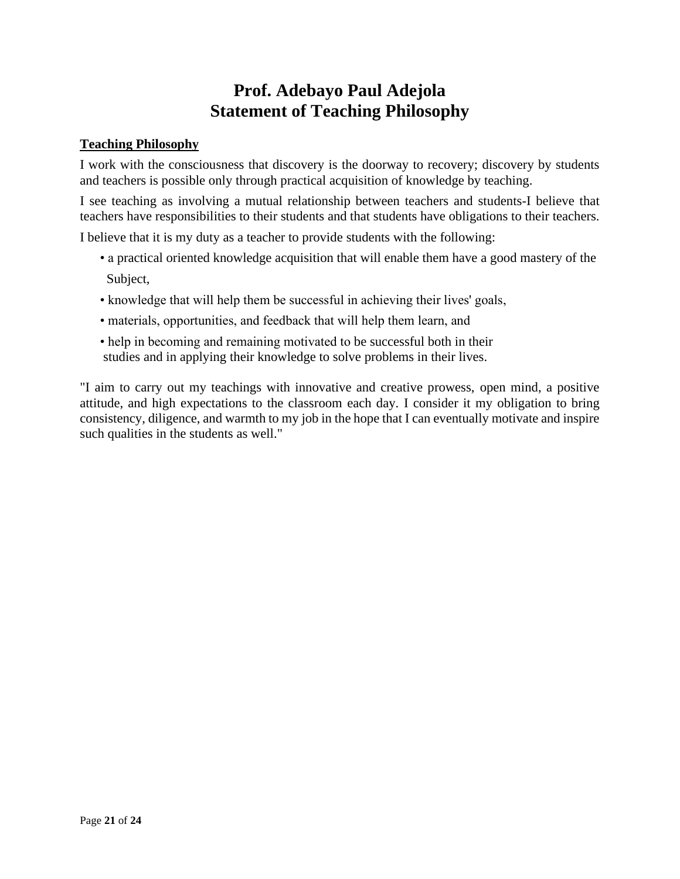# Prof. Adebayo Paul Adejola
# Statement of Teaching Philosophy

**Teaching Philosophy**

I work with the consciousness that discovery is the doorway to recovery; discovery by students and teachers is possible only through practical acquisition of knowledge by teaching.

I see teaching as involving a mutual relationship between teachers and students-I believe that teachers have responsibilities to their students and that students have obligations to their teachers.

I believe that it is my duty as a teacher to provide students with the following:

- a practical oriented knowledge acquisition that will enable them have a good mastery of the Subject,
- knowledge that will help them be successful in achieving their lives' goals,
- materials, opportunities, and feedback that will help them learn, and
- help in becoming and remaining motivated to be successful both in their studies and in applying their knowledge to solve problems in their lives.

"I aim to carry out my teachings with innovative and creative prowess, open mind, a positive attitude, and high expectations to the classroom each day. I consider it my obligation to bring consistency, diligence, and warmth to my job in the hope that I can eventually motivate and inspire such qualities in the students as well."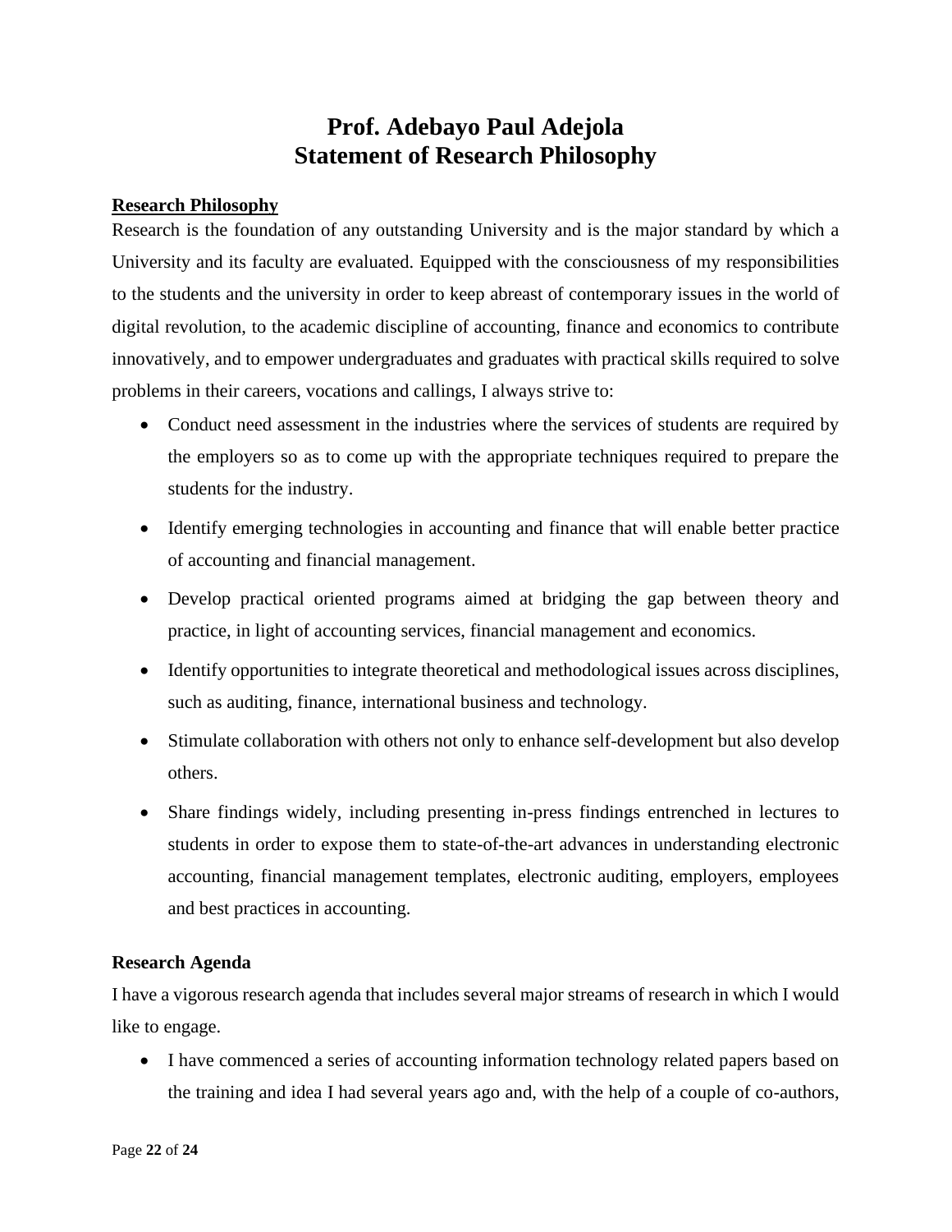# Prof. Adebayo Paul Adejola
# Statement of Research Philosophy

## Research Philosophy

Research is the foundation of any outstanding University and is the major standard by which a University and its faculty are evaluated. Equipped with the consciousness of my responsibilities to the students and the university in order to keep abreast of contemporary issues in the world of digital revolution, to the academic discipline of accounting, finance and economics to contribute innovatively, and to empower undergraduates and graduates with practical skills required to solve problems in their careers, vocations and callings, I always strive to:

- Conduct need assessment in the industries where the services of students are required by the employers so as to come up with the appropriate techniques required to prepare the students for the industry.
- Identify emerging technologies in accounting and finance that will enable better practice of accounting and financial management.
- Develop practical oriented programs aimed at bridging the gap between theory and practice, in light of accounting services, financial management and economics.
- Identify opportunities to integrate theoretical and methodological issues across disciplines, such as auditing, finance, international business and technology.
- Stimulate collaboration with others not only to enhance self-development but also develop others.
- Share findings widely, including presenting in-press findings entrenched in lectures to students in order to expose them to state-of-the-art advances in understanding electronic accounting, financial management templates, electronic auditing, employers, employees and best practices in accounting.

## Research Agenda

I have a vigorous research agenda that includes several major streams of research in which I would like to engage.

- I have commenced a series of accounting information technology related papers based on the training and idea I had several years ago and, with the help of a couple of co-authors,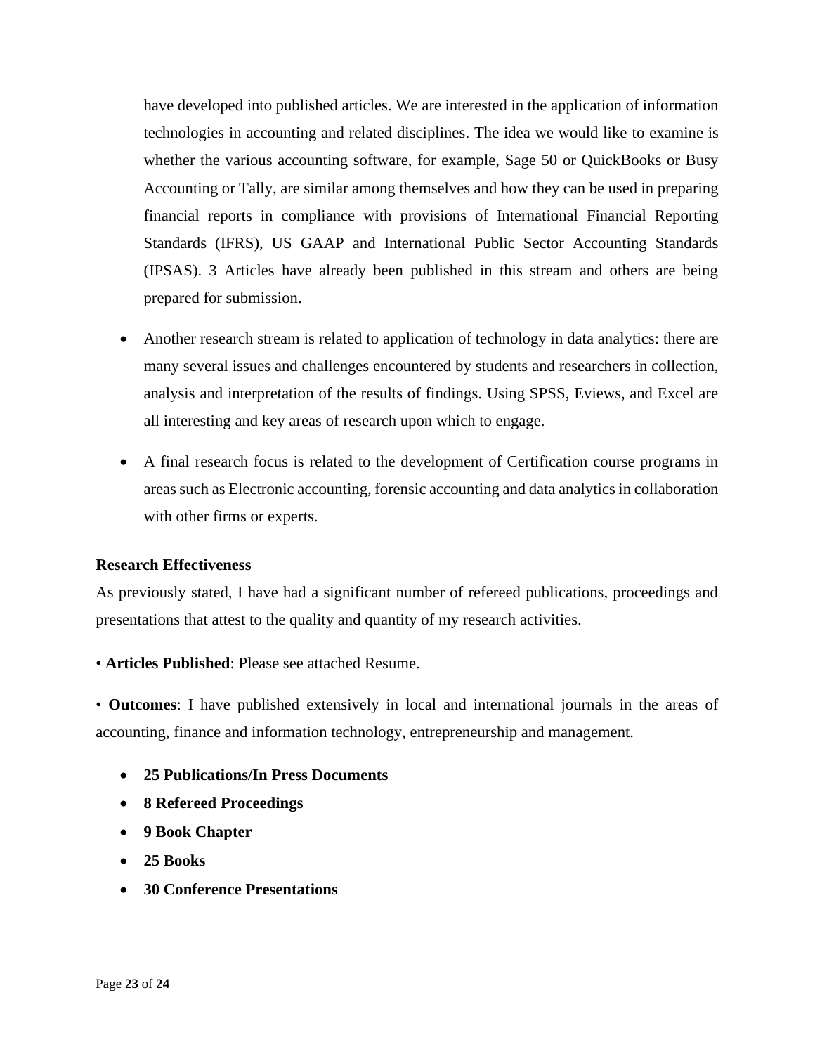have developed into published articles. We are interested in the application of information technologies in accounting and related disciplines. The idea we would like to examine is whether the various accounting software, for example, Sage 50 or QuickBooks or Busy Accounting or Tally, are similar among themselves and how they can be used in preparing financial reports in compliance with provisions of International Financial Reporting Standards (IFRS), US GAAP and International Public Sector Accounting Standards (IPSAS). 3 Articles have already been published in this stream and others are being prepared for submission.

- Another research stream is related to application of technology in data analytics: there are many several issues and challenges encountered by students and researchers in collection, analysis and interpretation of the results of findings. Using SPSS, Eviews, and Excel are all interesting and key areas of research upon which to engage.
- A final research focus is related to the development of Certification course programs in areas such as Electronic accounting, forensic accounting and data analytics in collaboration with other firms or experts.

**Research Effectiveness**

As previously stated, I have had a significant number of refereed publications, proceedings and presentations that attest to the quality and quantity of my research activities.

• **Articles Published**: Please see attached Resume.

• **Outcomes**: I have published extensively in local and international journals in the areas of accounting, finance and information technology, entrepreneurship and management.

- **25 Publications/In Press Documents**
- **8 Refereed Proceedings**
- **9 Book Chapter**
- **25 Books**
- **30 Conference Presentations**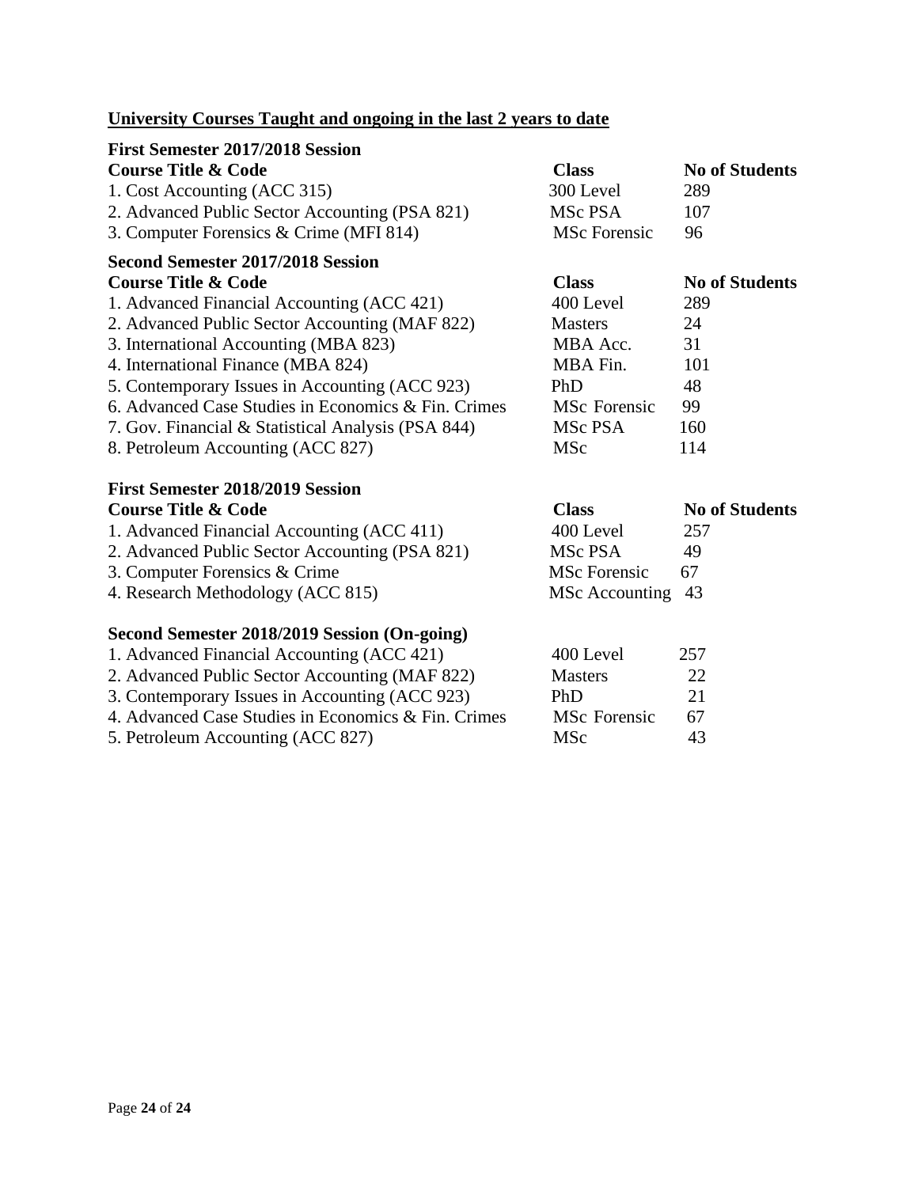## University Courses Taught and ongoing in the last 2 years to date

**First Semester 2017/2018 Session**

| Course Title & Code | Class | No of Students |
|---|---|---|
| 1. Cost Accounting (ACC 315) | 300 Level | 289 |
| 2. Advanced Public Sector Accounting (PSA 821) | MSc PSA | 107 |
| 3. Computer Forensics & Crime (MFI 814) | MSc Forensic | 96 |

**Second Semester 2017/2018 Session**

| Course Title & Code | Class | No of Students |
|---|---|---|
| 1. Advanced Financial Accounting (ACC 421) | 400 Level | 289 |
| 2. Advanced Public Sector Accounting (MAF 822) | Masters | 24 |
| 3. International Accounting (MBA 823) | MBA Acc. | 31 |
| 4. International Finance (MBA 824) | MBA Fin. | 101 |
| 5. Contemporary Issues in Accounting (ACC 923) | PhD | 48 |
| 6. Advanced Case Studies in Economics & Fin. Crimes | MSc Forensic | 99 |
| 7. Gov. Financial & Statistical Analysis (PSA 844) | MSc PSA | 160 |
| 8. Petroleum Accounting (ACC 827) | MSc | 114 |

**First Semester 2018/2019 Session**

| Course Title & Code | Class | No of Students |
|---|---|---|
| 1. Advanced Financial Accounting (ACC 411) | 400 Level | 257 |
| 2. Advanced Public Sector Accounting (PSA 821) | MSc PSA | 49 |
| 3. Computer Forensics & Crime | MSc Forensic | 67 |
| 4. Research Methodology (ACC 815) | MSc Accounting | 43 |

**Second Semester 2018/2019 Session (On-going)**

| | | |
|---|---|---|
| 1. Advanced Financial Accounting (ACC 421) | 400 Level | 257 |
| 2. Advanced Public Sector Accounting (MAF 822) | Masters | 22 |
| 3. Contemporary Issues in Accounting (ACC 923) | PhD | 21 |
| 4. Advanced Case Studies in Economics & Fin. Crimes | MSc Forensic | 67 |
| 5. Petroleum Accounting (ACC 827) | MSc | 43 |